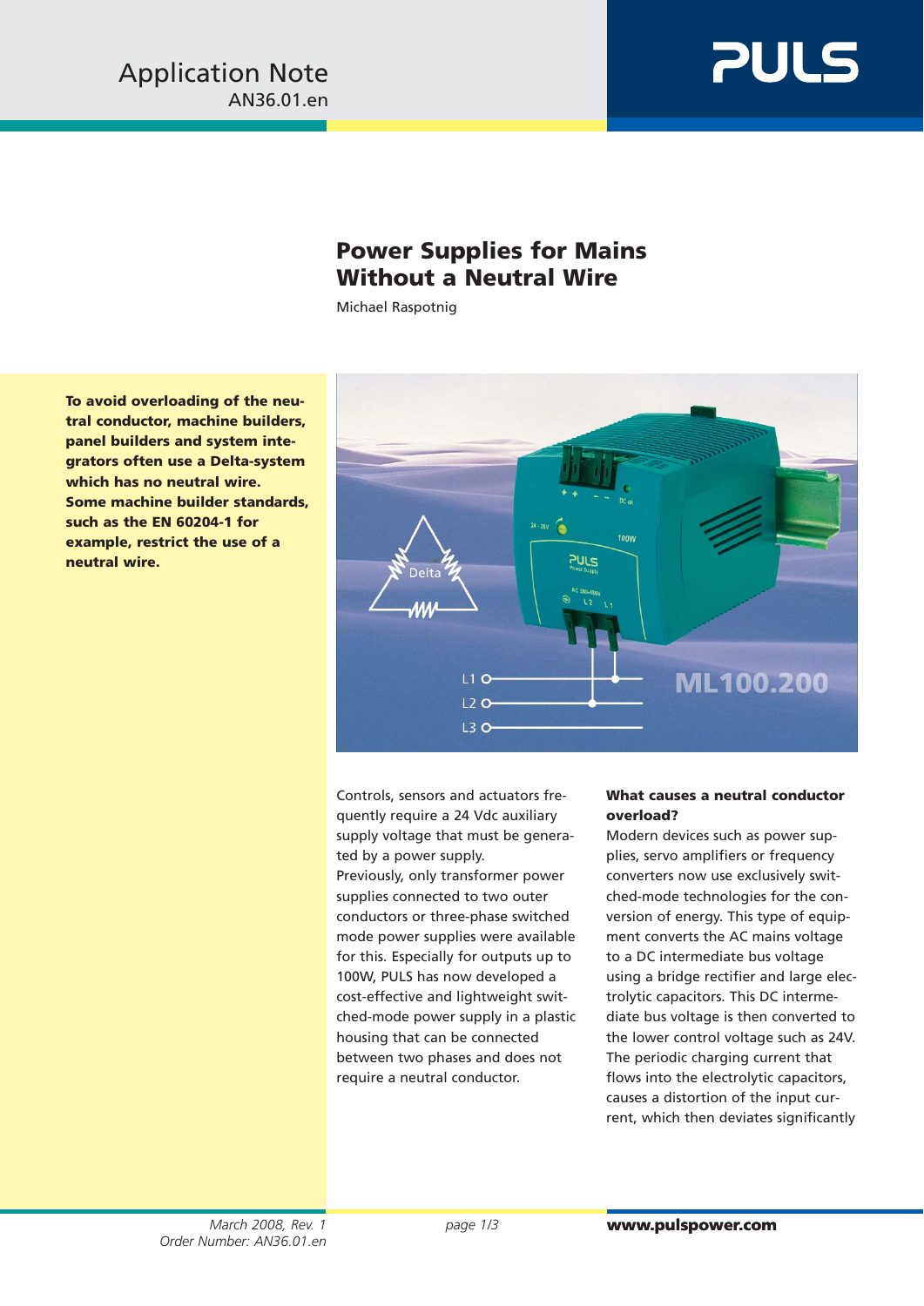Application Note
AN36.01.en

# Power Supplies for Mains Without a Neutral Wire

Michael Raspotnig

**To avoid overloading of the neutral conductor, machine builders, panel builders and system integrators often use a Delta-system which has no neutral wire. Some machine builder standards, such as the EN 60204-1 for example, restrict the use of a neutral wire.**

Controls, sensors and actuators frequently require a 24 Vdc auxiliary supply voltage that must be generated by a power supply.
Previously, only transformer power supplies connected to two outer conductors or three-phase switched mode power supplies were available for this. Especially for outputs up to 100W, PULS has now developed a cost-effective and lightweight switched-mode power supply in a plastic housing that can be connected between two phases and does not require a neutral conductor.

**What causes a neutral conductor overload?**

Modern devices such as power supplies, servo amplifiers or frequency converters now use exclusively switched-mode technologies for the conversion of energy. This type of equipment converts the AC mains voltage to a DC intermediate bus voltage using a bridge rectifier and large electrolytic capacitors. This DC intermediate bus voltage is then converted to the lower control voltage such as 24V. The periodic charging current that flows into the electrolytic capacitors, causes a distortion of the input current, which then deviates significantly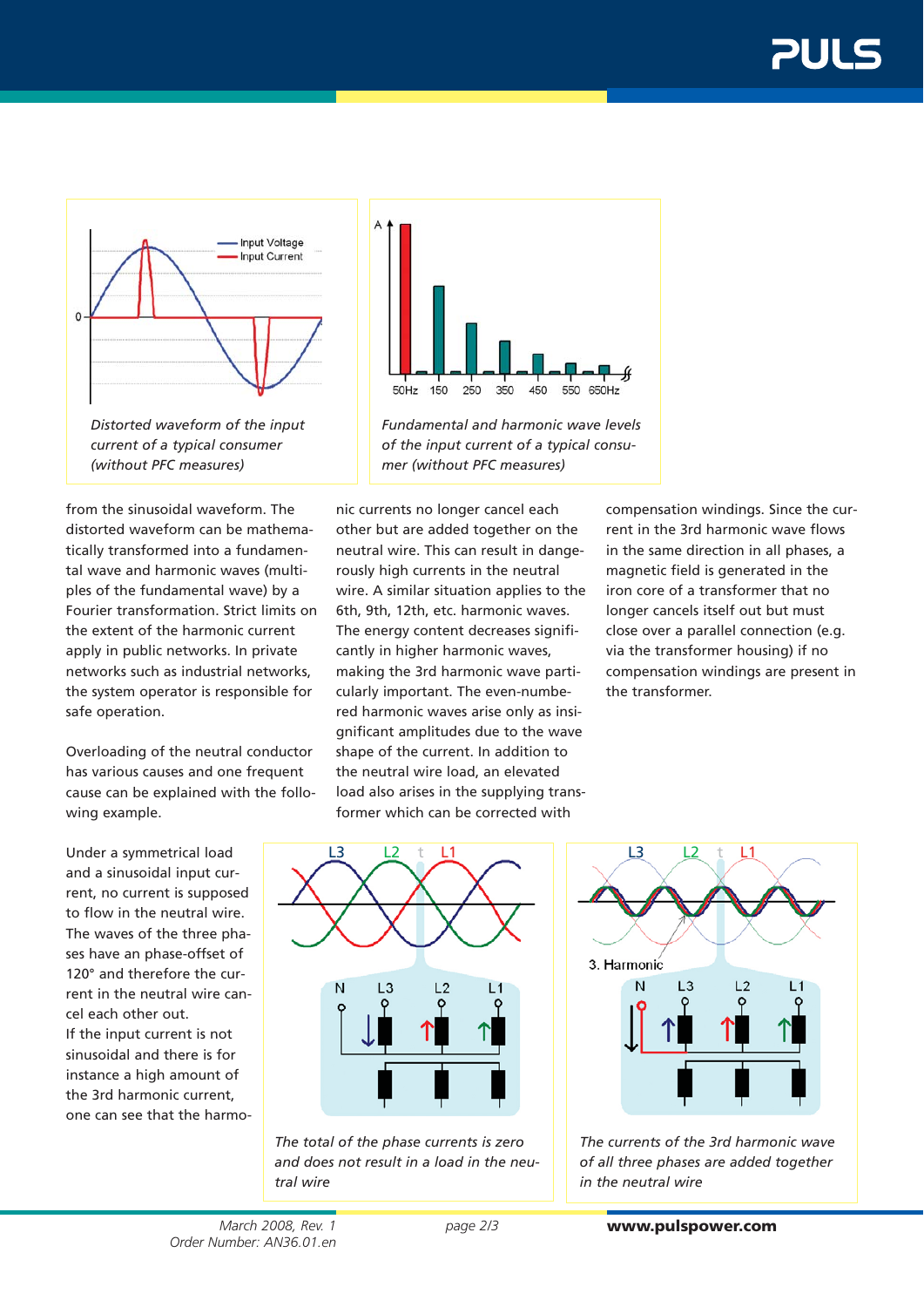*Distorted waveform of the input current of a typical consumer (without PFC measures)*

*Fundamental and harmonic wave levels of the input current of a typical consumer (without PFC measures)*

from the sinusoidal waveform. The distorted waveform can be mathematically transformed into a fundamental wave and harmonic waves (multiples of the fundamental wave) by a Fourier transformation. Strict limits on the extent of the harmonic current apply in public networks. In private networks such as industrial networks, the system operator is responsible for safe operation.

Overloading of the neutral conductor has various causes and one frequent cause can be explained with the following example.

Under a symmetrical load and a sinusoidal input current, no current is supposed to flow in the neutral wire. The waves of the three phases have an phase-offset of 120° and therefore the current in the neutral wire cancel each other out.
If the input current is not sinusoidal and there is for instance a high amount of the 3rd harmonic current, one can see that the harmonic currents no longer cancel each other but are added together on the neutral wire. This can result in dangerously high currents in the neutral wire. A similar situation applies to the 6th, 9th, 12th, etc. harmonic waves. The energy content decreases significantly in higher harmonic waves, making the 3rd harmonic wave particularly important. The even-numbered harmonic waves arise only as insignificant amplitudes due to the wave shape of the current. In addition to the neutral wire load, an elevated load also arises in the supplying transformer which can be corrected with compensation windings. Since the current in the 3rd harmonic wave flows in the same direction in all phases, a magnetic field is generated in the iron core of a transformer that no longer cancels itself out but must close over a parallel connection (e.g. via the transformer housing) if no compensation windings are present in the transformer.

*The total of the phase currents is zero and does not result in a load in the neutral wire*

*The currents of the 3rd harmonic wave of all three phases are added together in the neutral wire*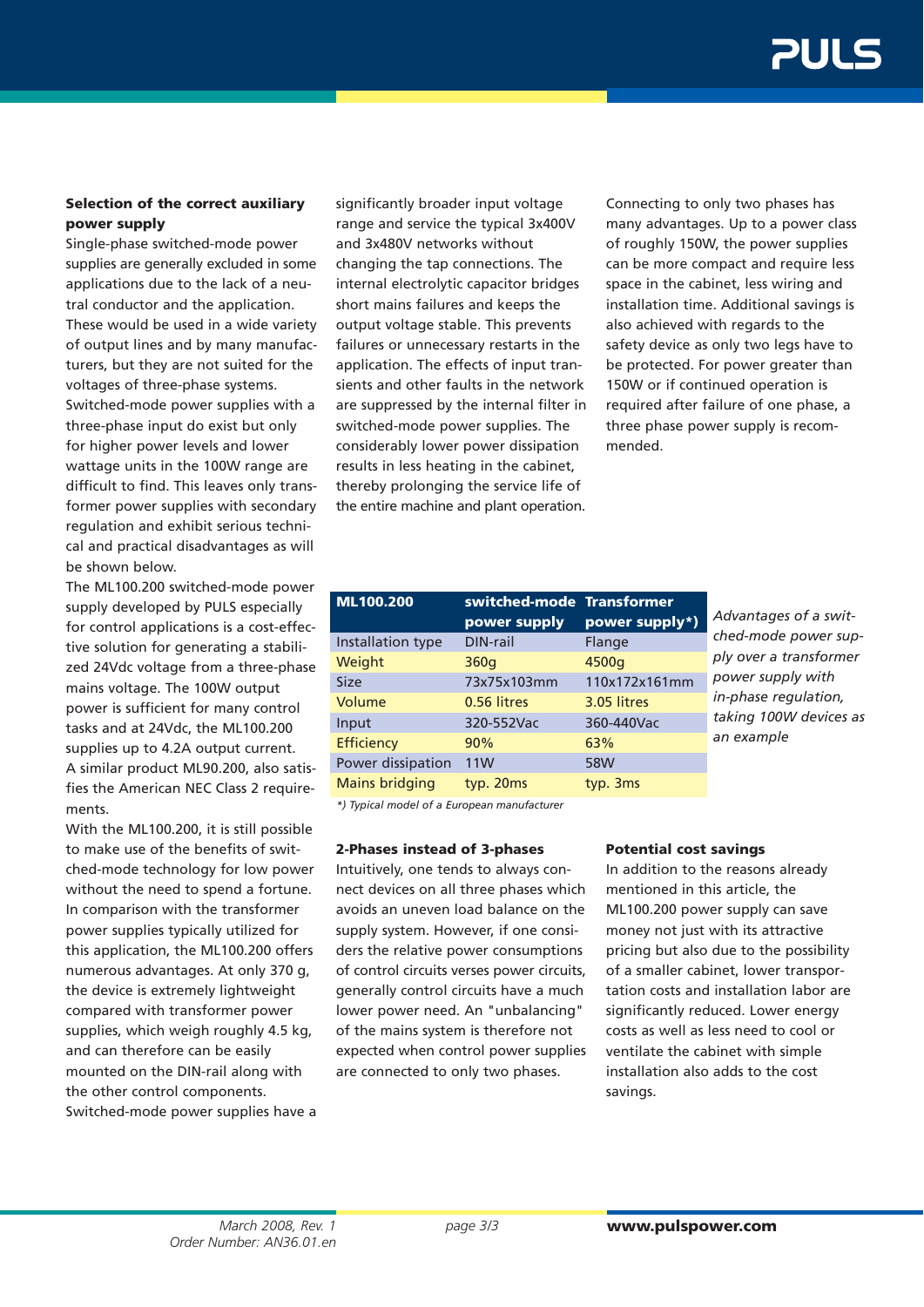### Selection of the correct auxiliary power supply

Single-phase switched-mode power supplies are generally excluded in some applications due to the lack of a neutral conductor and the application. These would be used in a wide variety of output lines and by many manufacturers, but they are not suited for the voltages of three-phase systems. Switched-mode power supplies with a three-phase input do exist but only for higher power levels and lower wattage units in the 100W range are difficult to find. This leaves only transformer power supplies with secondary regulation and exhibit serious technical and practical disadvantages as will be shown below.

The ML100.200 switched-mode power supply developed by PULS especially for control applications is a cost-effective solution for generating a stabilized 24Vdc voltage from a three-phase mains voltage. The 100W output power is sufficient for many control tasks and at 24Vdc, the ML100.200 supplies up to 4.2A output current. A similar product ML90.200, also satisfies the American NEC Class 2 requirements.

With the ML100.200, it is still possible to make use of the benefits of switched-mode technology for low power without the need to spend a fortune. In comparison with the transformer power supplies typically utilized for this application, the ML100.200 offers numerous advantages. At only 370 g, the device is extremely lightweight compared with transformer power supplies, which weigh roughly 4.5 kg, and can therefore be easily mounted on the DIN-rail along with the other control components.

Switched-mode power supplies have a significantly broader input voltage range and service the typical 3x400V and 3x480V networks without changing the tap connections. The internal electrolytic capacitor bridges short mains failures and keeps the output voltage stable. This prevents failures or unnecessary restarts in the application. The effects of input transients and other faults in the network are suppressed by the internal filter in switched-mode power supplies. The considerably lower power dissipation results in less heating in the cabinet, thereby prolonging the service life of the entire machine and plant operation.

Connecting to only two phases has many advantages. Up to a power class of roughly 150W, the power supplies can be more compact and require less space in the cabinet, less wiring and installation time. Additional savings is also achieved with regards to the safety device as only two legs have to be protected. For power greater than 150W or if continued operation is required after failure of one phase, a three phase power supply is recommended.

| ML100.200 | switched-mode power supply | Transformer power supply*) |
|---|---|---|
| Installation type | DIN-rail | Flange |
| Weight | 360g | 4500g |
| Size | 73x75x103mm | 110x172x161mm |
| Volume | 0.56 litres | 3.05 litres |
| Input | 320-552Vac | 360-440Vac |
| Efficiency | 90% | 63% |
| Power dissipation | 11W | 58W |
| Mains bridging | typ. 20ms | typ. 3ms |

*) Typical model of a European manufacturer

*Advantages of a switched-mode power supply over a transformer power supply with in-phase regulation, taking 100W devices as an example*

### 2-Phases instead of 3-phases

Intuitively, one tends to always connect devices on all three phases which avoids an uneven load balance on the supply system. However, if one considers the relative power consumptions of control circuits verses power circuits, generally control circuits have a much lower power need. An "unbalancing" of the mains system is therefore not expected when control power supplies are connected to only two phases.

### Potential cost savings

In addition to the reasons already mentioned in this article, the ML100.200 power supply can save money not just with its attractive pricing but also due to the possibility of a smaller cabinet, lower transportation costs and installation labor are significantly reduced. Lower energy costs as well as less need to cool or ventilate the cabinet with simple installation also adds to the cost savings.